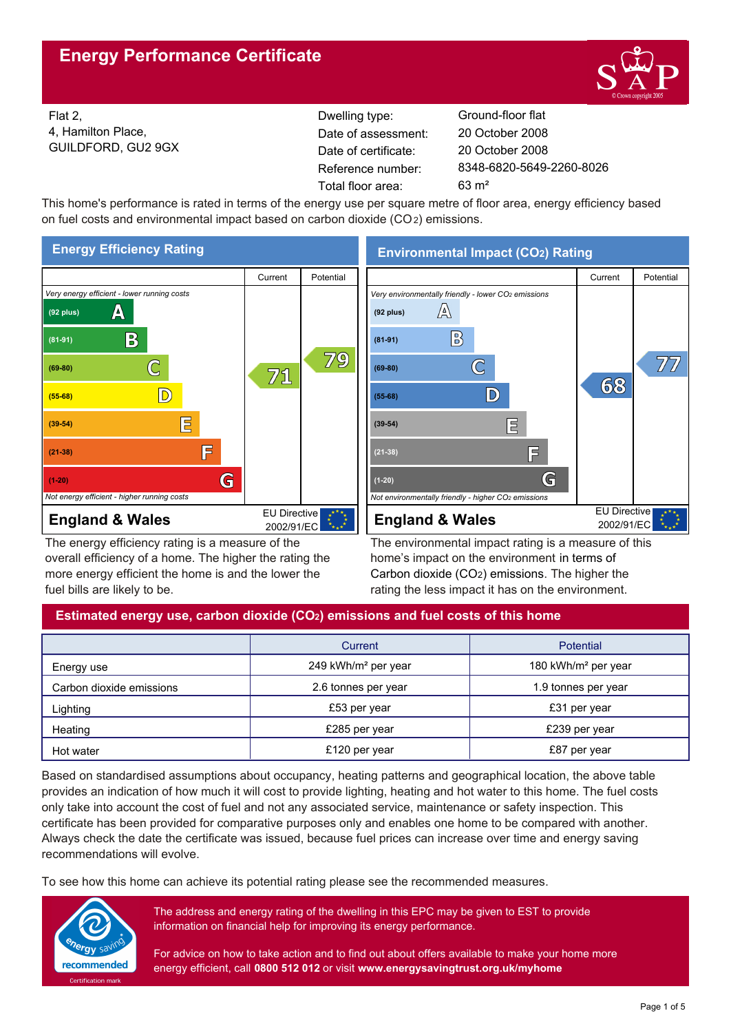# Energy Performance Certificate

Flat 2,
4, Hamilton Place,
GUILDFORD, GU2 9GX

| | |
|---|---|
| Dwelling type: | Ground-floor flat |
| Date of assessment: | 20 October 2008 |
| Date of certificate: | 20 October 2008 |
| Reference number: | 8348-6820-5649-2260-8026 |
| Total floor area: | 63 m² |

This home's performance is rated in terms of the energy use per square metre of floor area, energy efficiency based on fuel costs and environmental impact based on carbon dioxide ($CO_2$) emissions.

## Energy Efficiency Rating

| | Current | Potential |
|---|---|---|
| *Very energy efficient - lower running costs* | | |
| (92 plus) A | | |
| (81-91) B | | |
| (69-80) C | 71 | 79 |
| (55-68) D | | |
| (39-54) E | | |
| (21-38) F | | |
| (1-20) G | | |
| *Not energy efficient - higher running costs* | | |

**England & Wales** — EU Directive 2002/91/EC

The energy efficiency rating is a measure of the overall efficiency of a home. The higher the rating the more energy efficient the home is and the lower the fuel bills are likely to be.

## Environmental Impact ($CO_2$) Rating

| | Current | Potential |
|---|---|---|
| *Very environmentally friendly - lower $CO_2$ emissions* | | |
| (92 plus) A | | |
| (81-91) B | | |
| (69-80) C | | 77 |
| (55-68) D | 68 | |
| (39-54) E | | |
| (21-38) F | | |
| (1-20) G | | |
| *Not environmentally friendly - higher $CO_2$ emissions* | | |

**England & Wales** — EU Directive 2002/91/EC

The environmental impact rating is a measure of this home's impact on the environment in terms of Carbon dioxide ($CO_2$) emissions. The higher the rating the less impact it has on the environment.

## Estimated energy use, carbon dioxide ($CO_2$) emissions and fuel costs of this home

| | Current | Potential |
|---|---|---|
| Energy use | 249 kWh/m² per year | 180 kWh/m² per year |
| Carbon dioxide emissions | 2.6 tonnes per year | 1.9 tonnes per year |
| Lighting | £53 per year | £31 per year |
| Heating | £285 per year | £239 per year |
| Hot water | £120 per year | £87 per year |

Based on standardised assumptions about occupancy, heating patterns and geographical location, the above table provides an indication of how much it will cost to provide lighting, heating and hot water to this home. The fuel costs only take into account the cost of fuel and not any associated service, maintenance or safety inspection. This certificate has been provided for comparative purposes only and enables one home to be compared with another. Always check the date the certificate was issued, because fuel prices can increase over time and energy saving recommendations will evolve.

To see how this home can achieve its potential rating please see the recommended measures.

The address and energy rating of the dwelling in this EPC may be given to EST to provide information on financial help for improving its energy performance.

For advice on how to take action and to find out about offers available to make your home more energy efficient, call **0800 512 012** or visit **www.energysavingtrust.org.uk/myhome**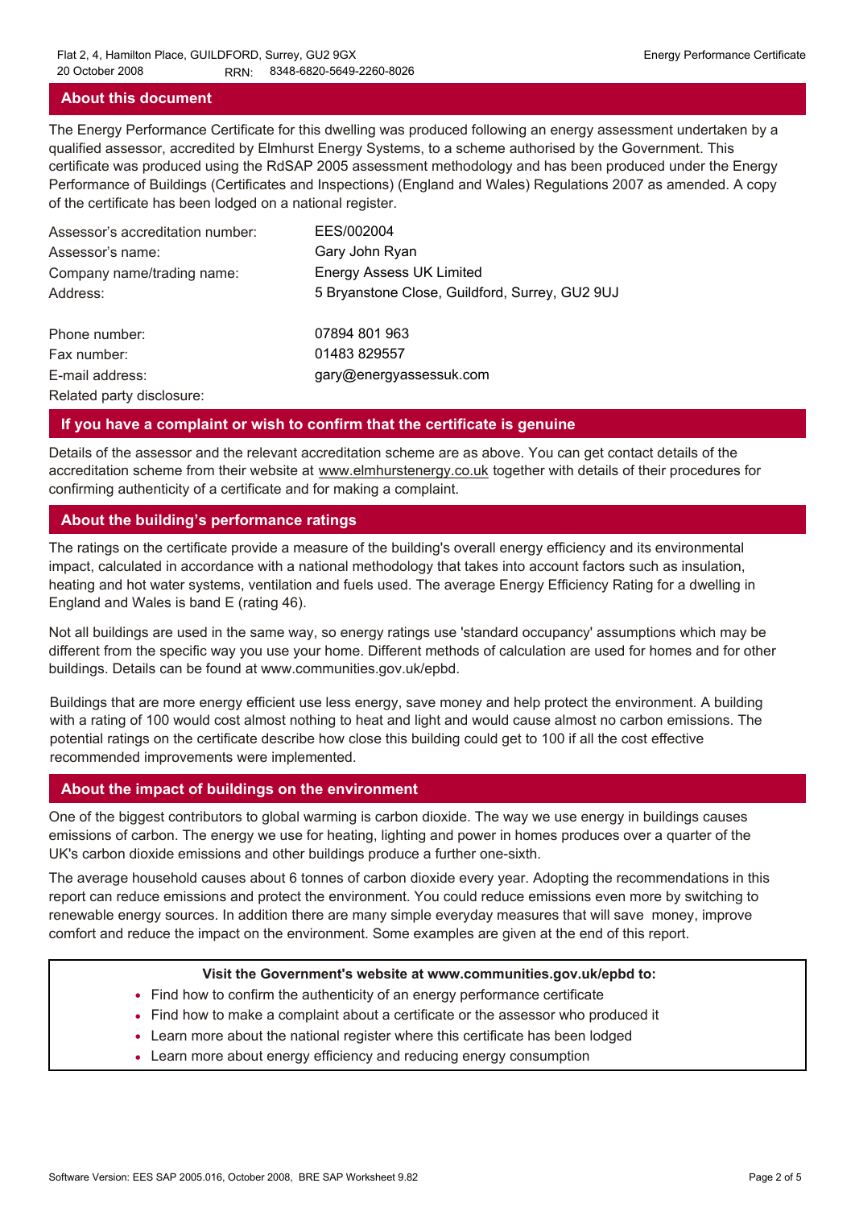## About this document

The Energy Performance Certificate for this dwelling was produced following an energy assessment undertaken by a qualified assessor, accredited by Elmhurst Energy Systems, to a scheme authorised by the Government. This certificate was produced using the RdSAP 2005 assessment methodology and has been produced under the Energy Performance of Buildings (Certificates and Inspections) (England and Wales) Regulations 2007 as amended. A copy of the certificate has been lodged on a national register.

| | |
|---|---|
| Assessor's accreditation number: | EES/002004 |
| Assessor's name: | Gary John Ryan |
| Company name/trading name: | Energy Assess UK Limited |
| Address: | 5 Bryanstone Close, Guildford, Surrey, GU2 9UJ |
| Phone number: | 07894 801 963 |
| Fax number: | 01483 829557 |
| E-mail address: | gary@energyassessuk.com |
| Related party disclosure: | |

## If you have a complaint or wish to confirm that the certificate is genuine

Details of the assessor and the relevant accreditation scheme are as above. You can get contact details of the accreditation scheme from their website at www.elmhurstenergy.co.uk together with details of their procedures for confirming authenticity of a certificate and for making a complaint.

## About the building's performance ratings

The ratings on the certificate provide a measure of the building's overall energy efficiency and its environmental impact, calculated in accordance with a national methodology that takes into account factors such as insulation, heating and hot water systems, ventilation and fuels used. The average Energy Efficiency Rating for a dwelling in England and Wales is band E (rating 46).

Not all buildings are used in the same way, so energy ratings use 'standard occupancy' assumptions which may be different from the specific way you use your home. Different methods of calculation are used for homes and for other buildings. Details can be found at www.communities.gov.uk/epbd.

Buildings that are more energy efficient use less energy, save money and help protect the environment. A building with a rating of 100 would cost almost nothing to heat and light and would cause almost no carbon emissions. The potential ratings on the certificate describe how close this building could get to 100 if all the cost effective recommended improvements were implemented.

## About the impact of buildings on the environment

One of the biggest contributors to global warming is carbon dioxide. The way we use energy in buildings causes emissions of carbon. The energy we use for heating, lighting and power in homes produces over a quarter of the UK's carbon dioxide emissions and other buildings produce a further one-sixth.

The average household causes about 6 tonnes of carbon dioxide every year. Adopting the recommendations in this report can reduce emissions and protect the environment. You could reduce emissions even more by switching to renewable energy sources. In addition there are many simple everyday measures that will save money, improve comfort and reduce the impact on the environment. Some examples are given at the end of this report.

**Visit the Government's website at www.communities.gov.uk/epbd to:**

- Find how to confirm the authenticity of an energy performance certificate
- Find how to make a complaint about a certificate or the assessor who produced it
- Learn more about the national register where this certificate has been lodged
- Learn more about energy efficiency and reducing energy consumption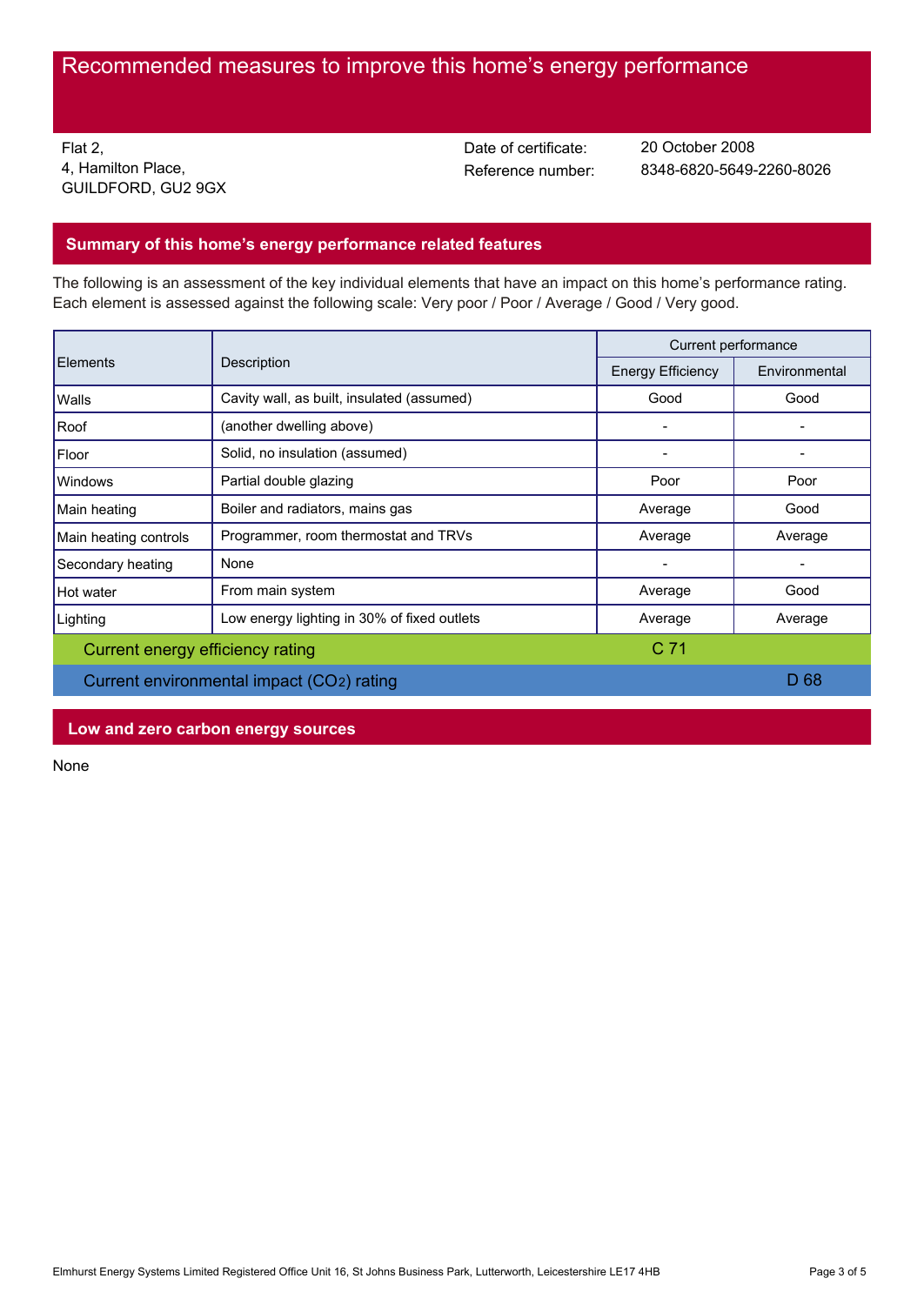# Recommended measures to improve this home's energy performance

Flat 2,
4, Hamilton Place,
GUILDFORD, GU2 9GX

Date of certificate: 20 October 2008
Reference number: 8348-6820-5649-2260-8026

## Summary of this home's energy performance related features

The following is an assessment of the key individual elements that have an impact on this home's performance rating. Each element is assessed against the following scale: Very poor / Poor / Average / Good / Very good.

| Elements | Description | Current performance | |
|---|---|---|---|
| | | Energy Efficiency | Environmental |
| Walls | Cavity wall, as built, insulated (assumed) | Good | Good |
| Roof | (another dwelling above) | - | - |
| Floor | Solid, no insulation (assumed) | - | - |
| Windows | Partial double glazing | Poor | Poor |
| Main heating | Boiler and radiators, mains gas | Average | Good |
| Main heating controls | Programmer, room thermostat and TRVs | Average | Average |
| Secondary heating | None | - | - |
| Hot water | From main system | Average | Good |
| Lighting | Low energy lighting in 30% of fixed outlets | Average | Average |
| Current energy efficiency rating | | C 71 | |
| Current environmental impact ($CO_2$) rating | | | D 68 |

## Low and zero carbon energy sources

None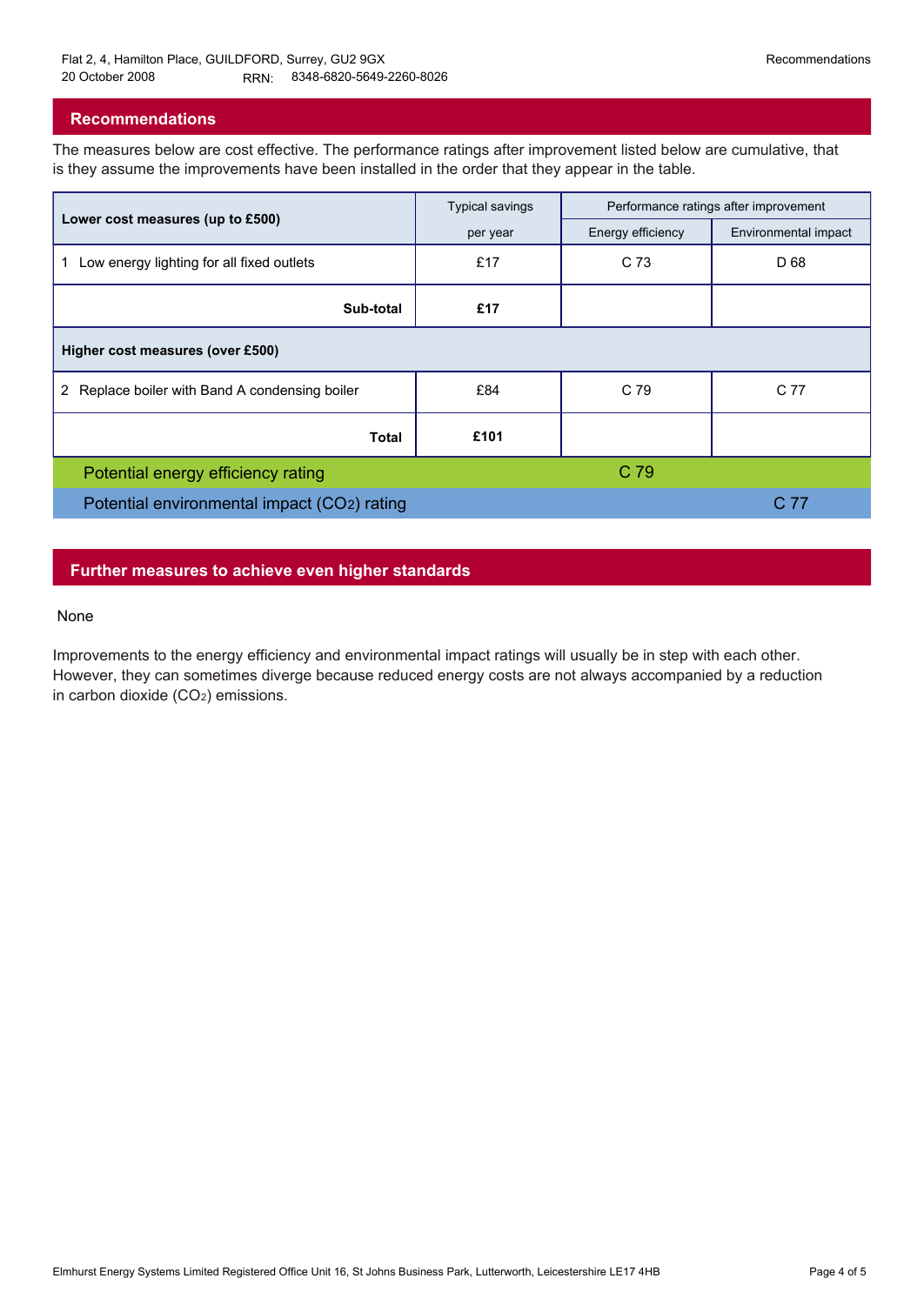Flat 2, 4, Hamilton Place, GUILDFORD, Surrey, GU2 9GX
20 October 2008 RRN: 8348-6820-5649-2260-8026

## Recommendations

The measures below are cost effective. The performance ratings after improvement listed below are cumulative, that is they assume the improvements have been installed in the order that they appear in the table.

| Lower cost measures (up to £500) | Typical savings per year | Performance ratings after improvement | |
|---|---|---|---|
| | | Energy efficiency | Environmental impact |
| 1 Low energy lighting for all fixed outlets | £17 | C 73 | D 68 |
| **Sub-total** | **£17** | | |
| **Higher cost measures (over £500)** | | | |
| 2 Replace boiler with Band A condensing boiler | £84 | C 79 | C 77 |
| **Total** | **£101** | | |
| Potential energy efficiency rating | | C 79 | |
| Potential environmental impact ($CO_2$) rating | | | C 77 |

## Further measures to achieve even higher standards

None

Improvements to the energy efficiency and environmental impact ratings will usually be in step with each other. However, they can sometimes diverge because reduced energy costs are not always accompanied by a reduction in carbon dioxide ($CO_2$) emissions.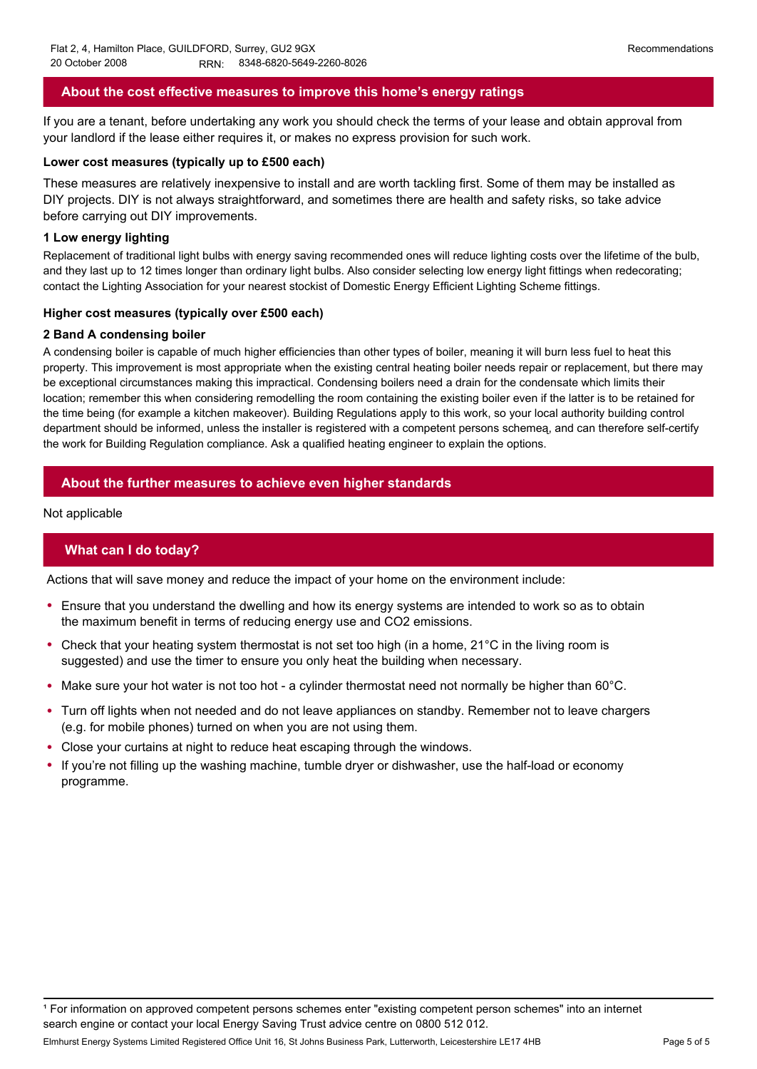## About the cost effective measures to improve this home's energy ratings

If you are a tenant, before undertaking any work you should check the terms of your lease and obtain approval from your landlord if the lease either requires it, or makes no express provision for such work.

**Lower cost measures (typically up to £500 each)**

These measures are relatively inexpensive to install and are worth tackling first. Some of them may be installed as DIY projects. DIY is not always straightforward, and sometimes there are health and safety risks, so take advice before carrying out DIY improvements.

**1 Low energy lighting**

Replacement of traditional light bulbs with energy saving recommended ones will reduce lighting costs over the lifetime of the bulb, and they last up to 12 times longer than ordinary light bulbs. Also consider selecting low energy light fittings when redecorating; contact the Lighting Association for your nearest stockist of Domestic Energy Efficient Lighting Scheme fittings.

**Higher cost measures (typically over £500 each)**

**2 Band A condensing boiler**

A condensing boiler is capable of much higher efficiencies than other types of boiler, meaning it will burn less fuel to heat this property. This improvement is most appropriate when the existing central heating boiler needs repair or replacement, but there may be exceptional circumstances making this impractical. Condensing boilers need a drain for the condensate which limits their location; remember this when considering remodelling the room containing the existing boiler even if the latter is to be retained for the time being (for example a kitchen makeover). Building Regulations apply to this work, so your local authority building control department should be informed, unless the installer is registered with a competent persons scheme[1], and can therefore self-certify the work for Building Regulation compliance. Ask a qualified heating engineer to explain the options.

## About the further measures to achieve even higher standards

Not applicable

## What can I do today?

Actions that will save money and reduce the impact of your home on the environment include:

- Ensure that you understand the dwelling and how its energy systems are intended to work so as to obtain the maximum benefit in terms of reducing energy use and $CO_2$ emissions.
- Check that your heating system thermostat is not set too high (in a home, 21°C in the living room is suggested) and use the timer to ensure you only heat the building when necessary.
- Make sure your hot water is not too hot - a cylinder thermostat need not normally be higher than 60°C.
- Turn off lights when not needed and do not leave appliances on standby. Remember not to leave chargers (e.g. for mobile phones) turned on when you are not using them.
- Close your curtains at night to reduce heat escaping through the windows.
- If you're not filling up the washing machine, tumble dryer or dishwasher, use the half-load or economy programme.

[1] For information on approved competent persons schemes enter "existing competent person schemes" into an internet search engine or contact your local Energy Saving Trust advice centre on 0800 512 012.